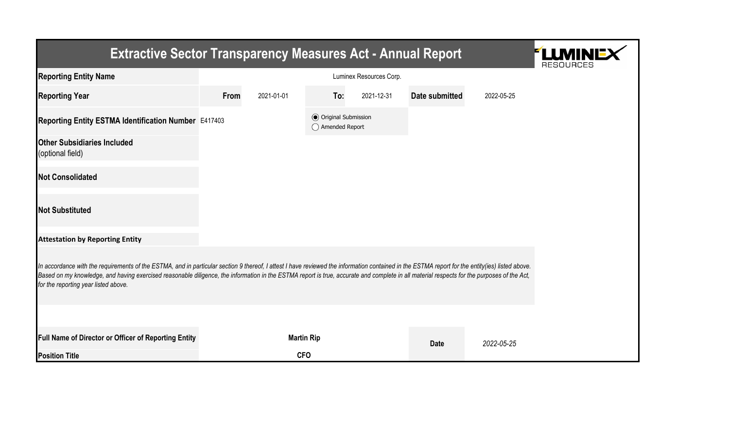# Extractive Sector Transparency Measures Act - Annual Report

| | | | | | | |
|---|---|---|---|---|---|---|
| **Reporting Entity Name** | Luminex Resources Corp. | | | | | |
| **Reporting Year** | **From** | 2021-01-01 | **To:** | 2021-12-31 | **Date submitted** | 2022-05-25 |
| **Reporting Entity ESTMA Identification Number** | E417403 | | ◉ Original Submission ◯ Amended Report | | | |
| **Other Subsidiaries Included** (optional field) | | | | | | |
| **Not Consolidated** | | | | | | |
| **Not Substituted** | | | | | | |

**Attestation by Reporting Entity**

*In accordance with the requirements of the ESTMA, and in particular section 9 thereof, I attest I have reviewed the information contained in the ESTMA report for the entity(ies) listed above. Based on my knowledge, and having exercised reasonable diligence, the information in the ESTMA report is true, accurate and complete in all material respects for the purposes of the Act, for the reporting year listed above.*

| | | | |
|---|---|---|---|
| **Full Name of Director or Officer of Reporting Entity** | **Martin Rip** | **Date** | *2022-05-25* |
| **Position Title** | **CFO** | | |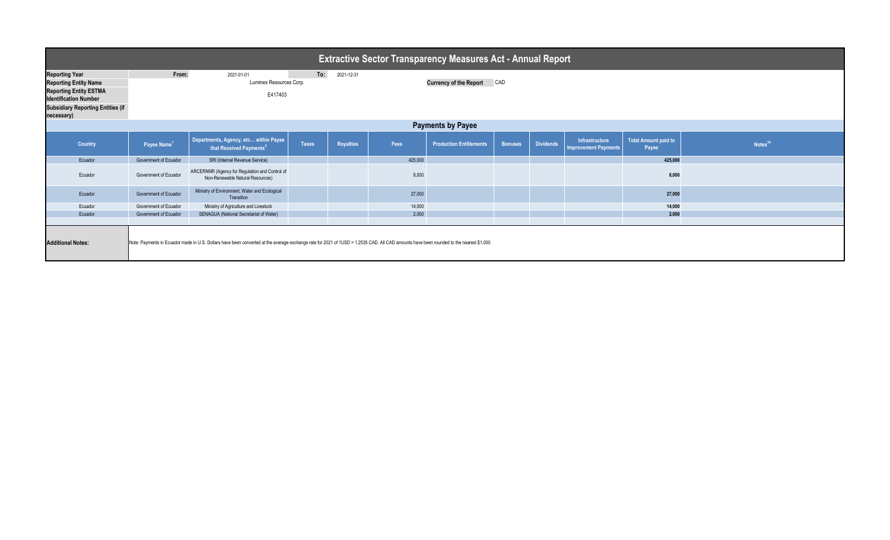# Extractive Sector Transparency Measures Act - Annual Report

| | | | | |
|---|---|---|---|---|
| **Reporting Year** | **From:** | 2021-01-01 | **To:** | 2021-12-31 |
| **Reporting Entity Name** | Luminex Resources Corp. | | **Currency of the Report** | CAD |
| **Reporting Entity ESTMA Identification Number** | E417403 | | | |
| **Subsidiary Reporting Entities (if necessary)** | | | | |

## Payments by Payee

| Country | Payee Name[1] | Departments, Agency, etc... within Payee that Received Payments[2] | Taxes | Royalties | Fees | Production Entitlements | Bonuses | Dividends | Infrastructure Improvement Payments | Total Amount paid to Payee | Notes[34] |
|---|---|---|---|---|---|---|---|---|---|---|---|
| Ecuador | Government of Ecuador | SRI (Internal Revenue Service) | | | 425,000 | | | | | **425,000** | |
| Ecuador | Government of Ecuador | ARCERNNR (Agency for Regulation and Control of Non-Renewable Natural Resources) | | | 8,000 | | | | | **8,000** | |
| Ecuador | Government of Ecuador | Ministry of Environment, Water and Ecological Transition | | | 27,000 | | | | | **27,000** | |
| Ecuador | Government of Ecuador | Ministry of Agriculture and Livestock | | | 14,000 | | | | | **14,000** | |
| Ecuador | Government of Ecuador | SENAGUA (National Secretariat of Water) | | | 2,000 | | | | | **2,000** | |

**Additional Notes:** Note: Payments in Ecuador made in U.S. Dollars have been converted at the average exchange rate for 2021 of 1USD = 1.2535 CAD. All CAD amounts have been rounded to the nearest $1,000.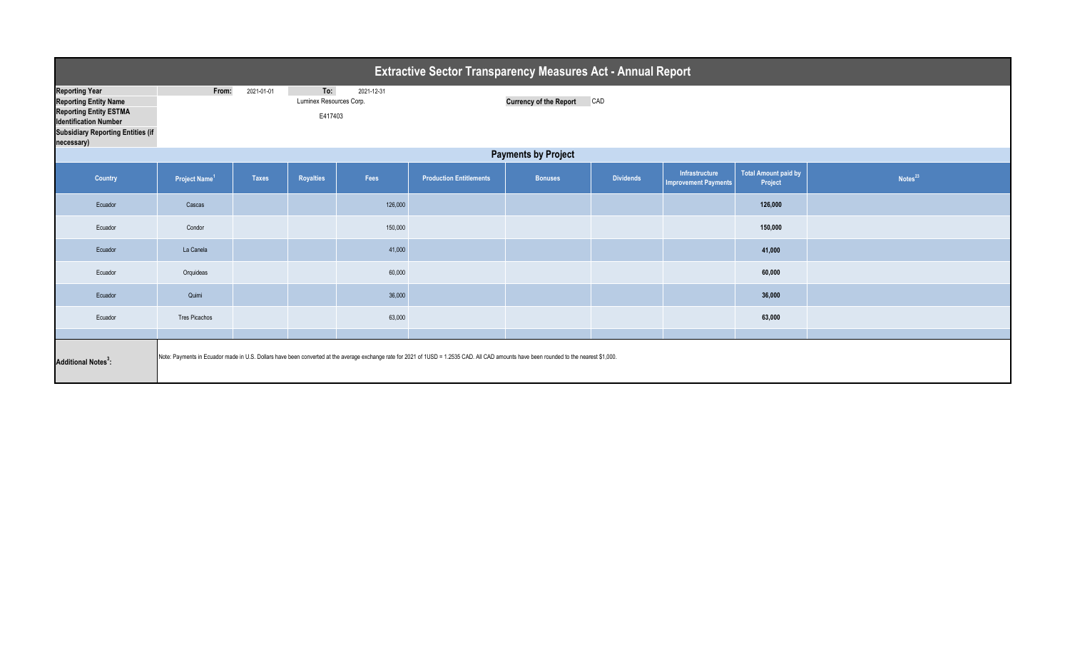# Extractive Sector Transparency Measures Act - Annual Report

| | | | |
|---|---|---|---|
| **Reporting Year** | From: 2021-01-01 | To: 2021-12-31 | |
| **Reporting Entity Name** | Luminex Resources Corp. | **Currency of the Report** | CAD |
| **Reporting Entity ESTMA Identification Number** | E417403 | | |
| **Subsidiary Reporting Entities (if necessary)** | | | |

## Payments by Project

| Country | Project Name[1] | Taxes | Royalties | Fees | Production Entitlements | Bonuses | Dividends | Infrastructure Improvement Payments | Total Amount paid by Project | Notes[23] |
|---|---|---|---|---|---|---|---|---|---|---|
| Ecuador | Cascas | | | 126,000 | | | | | **126,000** | |
| Ecuador | Condor | | | 150,000 | | | | | **150,000** | |
| Ecuador | La Canela | | | 41,000 | | | | | **41,000** | |
| Ecuador | Orquideas | | | 60,000 | | | | | **60,000** | |
| Ecuador | Quimi | | | 36,000 | | | | | **36,000** | |
| Ecuador | Tres Picachos | | | 63,000 | | | | | **63,000** | |

**Additional Notes[3]:** Note: Payments in Ecuador made in U.S. Dollars have been converted at the average exchange rate for 2021 of 1USD = 1.2535 CAD. All CAD amounts have been rounded to the nearest $1,000.